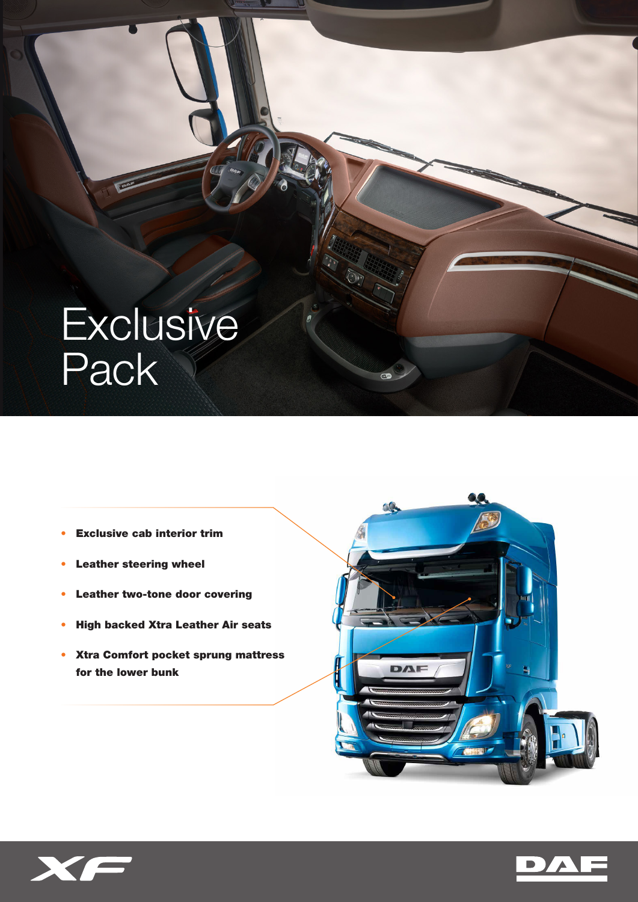# Exclusive Pack

- **Exclusive cab interior trim**
- **Leather steering wheel**
- **Leather two-tone door covering**
- **High backed Xtra Leather Air seats**
- **Xtra Comfort pocket sprung mattress for the lower bunk**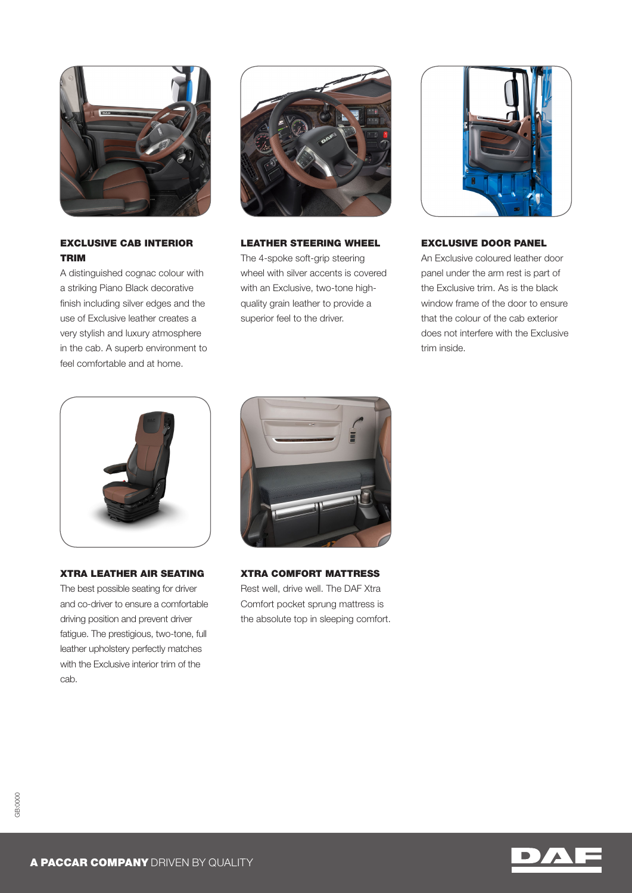### EXCLUSIVE CAB INTERIOR TRIM

A distinguished cognac colour with a striking Piano Black decorative finish including silver edges and the use of Exclusive leather creates a very stylish and luxury atmosphere in the cab. A superb environment to feel comfortable and at home.

### LEATHER STEERING WHEEL

The 4-spoke soft-grip steering wheel with silver accents is covered with an Exclusive, two-tone high-quality grain leather to provide a superior feel to the driver.

### EXCLUSIVE DOOR PANEL

An Exclusive coloured leather door panel under the arm rest is part of the Exclusive trim. As is the black window frame of the door to ensure that the colour of the cab exterior does not interfere with the Exclusive trim inside.

### XTRA LEATHER AIR SEATING

The best possible seating for driver and co-driver to ensure a comfortable driving position and prevent driver fatigue. The prestigious, two-tone, full leather upholstery perfectly matches with the Exclusive interior trim of the cab.

### XTRA COMFORT MATTRESS

Rest well, drive well. The DAF Xtra Comfort pocket sprung mattress is the absolute top in sleeping comfort.

GB:0000

**A PACCAR COMPANY** DRIVEN BY QUALITY

DAF